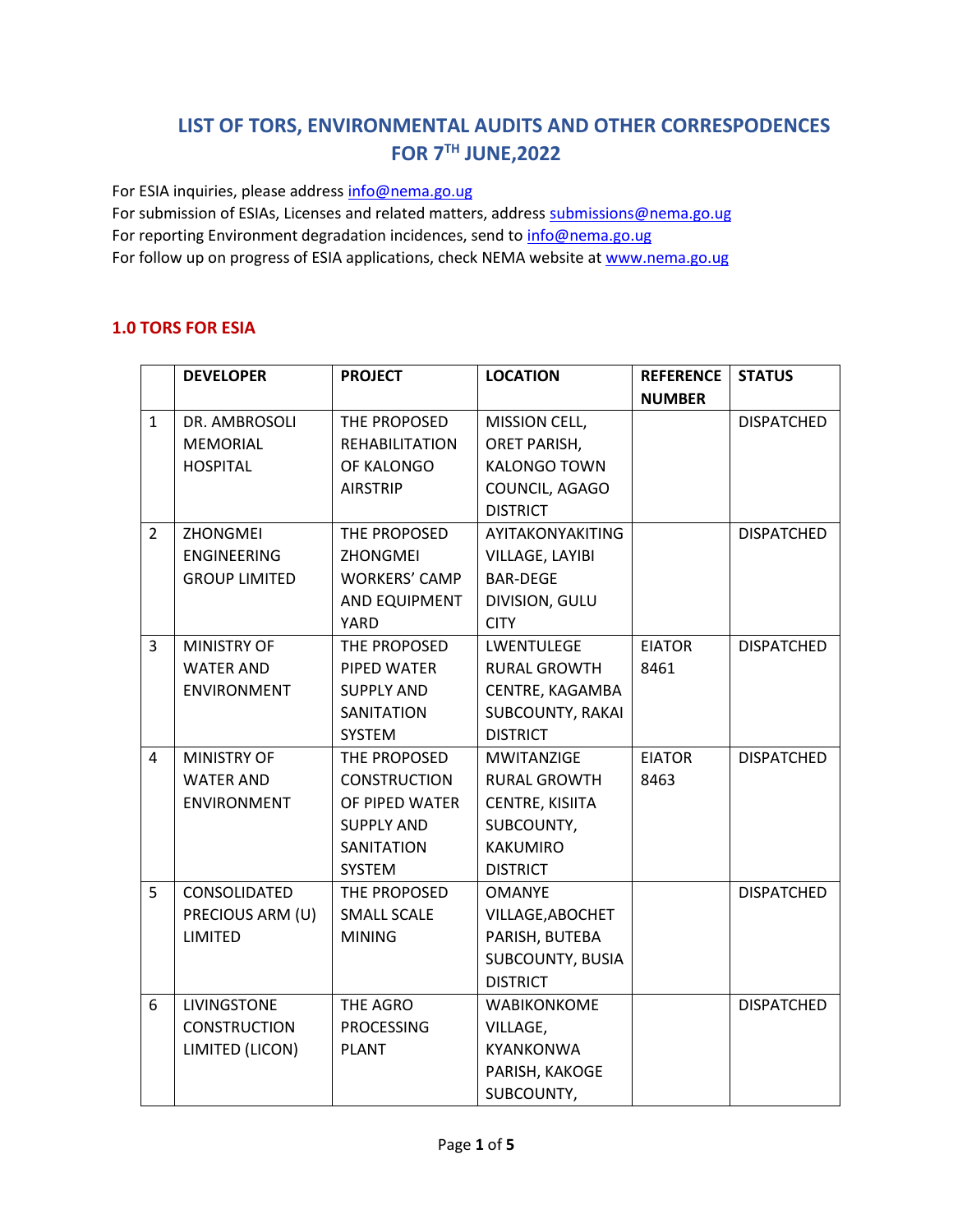# LIST OF TORS, ENVIRONMENTAL AUDITS AND OTHER CORRESPODENCES FOR 7TH JUNE,2022

For ESIA inquiries, please address info@nema.go.ug
For submission of ESIAs, Licenses and related matters, address submissions@nema.go.ug
For reporting Environment degradation incidences, send to info@nema.go.ug
For follow up on progress of ESIA applications, check NEMA website at www.nema.go.ug

## 1.0 TORS FOR ESIA

| | DEVELOPER | PROJECT | LOCATION | REFERENCE NUMBER | STATUS |
|---|---|---|---|---|---|
| 1 | DR. AMBROSOLI MEMORIAL HOSPITAL | THE PROPOSED REHABILITATION OF KALONGO AIRSTRIP | MISSION CELL, ORET PARISH, KALONGO TOWN COUNCIL, AGAGO DISTRICT | | DISPATCHED |
| 2 | ZHONGMEI ENGINEERING GROUP LIMITED | THE PROPOSED ZHONGMEI WORKERS' CAMP AND EQUIPMENT YARD | AYITAKONYAKITING VILLAGE, LAYIBI BAR-DEGE DIVISION, GULU CITY | | DISPATCHED |
| 3 | MINISTRY OF WATER AND ENVIRONMENT | THE PROPOSED PIPED WATER SUPPLY AND SANITATION SYSTEM | LWENTULEGE RURAL GROWTH CENTRE, KAGAMBA SUBCOUNTY, RAKAI DISTRICT | EIATOR 8461 | DISPATCHED |
| 4 | MINISTRY OF WATER AND ENVIRONMENT | THE PROPOSED CONSTRUCTION OF PIPED WATER SUPPLY AND SANITATION SYSTEM | MWITANZIGE RURAL GROWTH CENTRE, KISIITA SUBCOUNTY, KAKUMIRO DISTRICT | EIATOR 8463 | DISPATCHED |
| 5 | CONSOLIDATED PRECIOUS ARM (U) LIMITED | THE PROPOSED SMALL SCALE MINING | OMANYE VILLAGE,ABOCHET PARISH, BUTEBA SUBCOUNTY, BUSIA DISTRICT | | DISPATCHED |
| 6 | LIVINGSTONE CONSTRUCTION LIMITED (LICON) | THE AGRO PROCESSING PLANT | WABIKONKOME VILLAGE, KYANKONWA PARISH, KAKOGE SUBCOUNTY, | | DISPATCHED |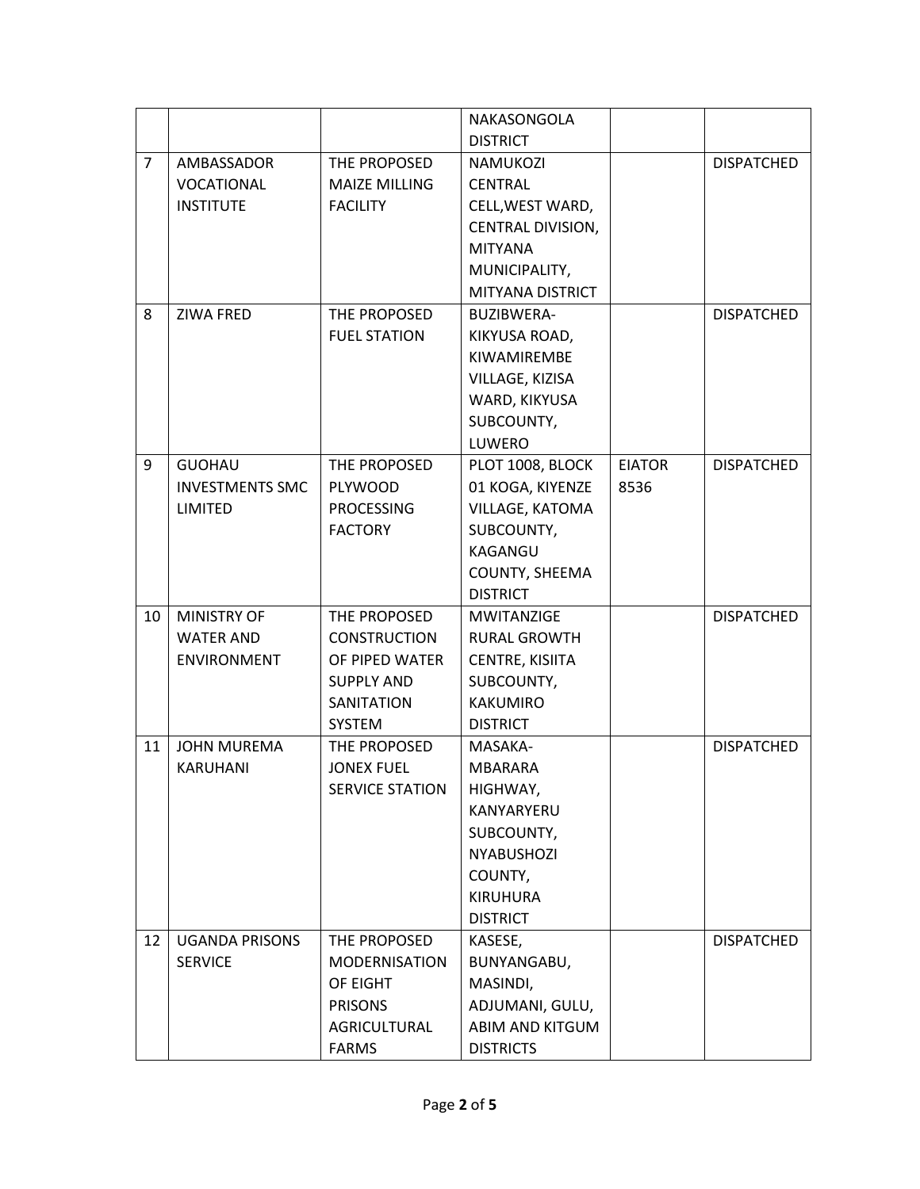| | | | | | |
|---|---|---|---|---|---|
| | | | NAKASONGOLA DISTRICT | | |
| 7 | AMBASSADOR VOCATIONAL INSTITUTE | THE PROPOSED MAIZE MILLING FACILITY | NAMUKOZI CENTRAL CELL,WEST WARD, CENTRAL DIVISION, MITYANA MUNICIPALITY, MITYANA DISTRICT | | DISPATCHED |
| 8 | ZIWA FRED | THE PROPOSED FUEL STATION | BUZIBWERA-KIKYUSA ROAD, KIWAMIREMBE VILLAGE, KIZISA WARD, KIKYUSA SUBCOUNTY, LUWERO | | DISPATCHED |
| 9 | GUOHAU INVESTMENTS SMC LIMITED | THE PROPOSED PLYWOOD PROCESSING FACTORY | PLOT 1008, BLOCK 01 KOGA, KIYENZE VILLAGE, KATOMA SUBCOUNTY, KAGANGU COUNTY, SHEEMA DISTRICT | EIATOR 8536 | DISPATCHED |
| 10 | MINISTRY OF WATER AND ENVIRONMENT | THE PROPOSED CONSTRUCTION OF PIPED WATER SUPPLY AND SANITATION SYSTEM | MWITANZIGE RURAL GROWTH CENTRE, KISIITA SUBCOUNTY, KAKUMIRO DISTRICT | | DISPATCHED |
| 11 | JOHN MUREMA KARUHANI | THE PROPOSED JONEX FUEL SERVICE STATION | MASAKA-MBARARA HIGHWAY, KANYARYERU SUBCOUNTY, NYABUSHOZI COUNTY, KIRUHURA DISTRICT | | DISPATCHED |
| 12 | UGANDA PRISONS SERVICE | THE PROPOSED MODERNISATION OF EIGHT PRISONS AGRICULTURAL FARMS | KASESE, BUNYANGABU, MASINDI, ADJUMANI, GULU, ABIM AND KITGUM DISTRICTS | | DISPATCHED |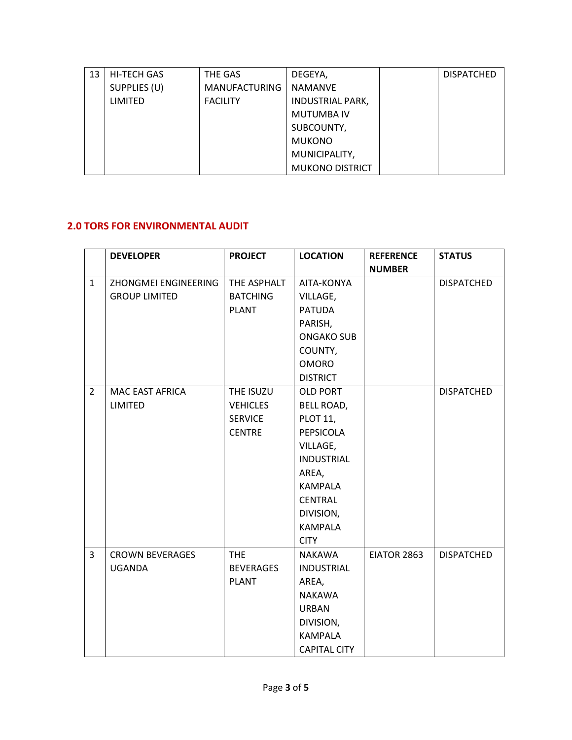| 13 | HI-TECH GAS SUPPLIES (U) LIMITED | THE GAS MANUFACTURING FACILITY | DEGEYA, NAMANVE INDUSTRIAL PARK, MUTUMBA IV SUBCOUNTY, MUKONO MUNICIPALITY, MUKONO DISTRICT | | DISPATCHED |
|---|---|---|---|---|---|

## 2.0 TORS FOR ENVIRONMENTAL AUDIT

| | DEVELOPER | PROJECT | LOCATION | REFERENCE NUMBER | STATUS |
|---|---|---|---|---|---|
| 1 | ZHONGMEI ENGINEERING GROUP LIMITED | THE ASPHALT BATCHING PLANT | AITA-KONYA VILLAGE, PATUDA PARISH, ONGAKO SUB COUNTY, OMORO DISTRICT | | DISPATCHED |
| 2 | MAC EAST AFRICA LIMITED | THE ISUZU VEHICLES SERVICE CENTRE | OLD PORT BELL ROAD, PLOT 11, PEPSICOLA VILLAGE, INDUSTRIAL AREA, KAMPALA CENTRAL DIVISION, KAMPALA CITY | | DISPATCHED |
| 3 | CROWN BEVERAGES UGANDA | THE BEVERAGES PLANT | NAKAWA INDUSTRIAL AREA, NAKAWA URBAN DIVISION, KAMPALA CAPITAL CITY | EIATOR 2863 | DISPATCHED |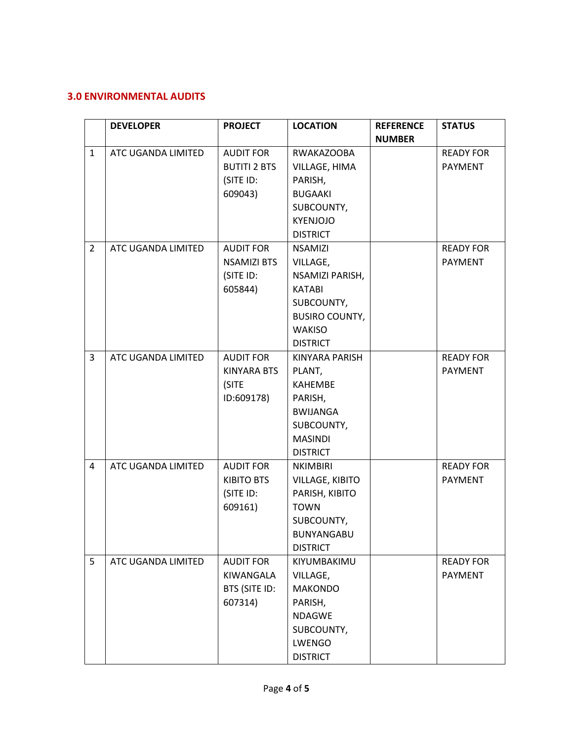## 3.0 ENVIRONMENTAL AUDITS

| | DEVELOPER | PROJECT | LOCATION | REFERENCE NUMBER | STATUS |
|---|---|---|---|---|---|
| 1 | ATC UGANDA LIMITED | AUDIT FOR BUTITI 2 BTS (SITE ID: 609043) | RWAKAZOOBA VILLAGE, HIMA PARISH, BUGAAKI SUBCOUNTY, KYENJOJO DISTRICT | | READY FOR PAYMENT |
| 2 | ATC UGANDA LIMITED | AUDIT FOR NSAMIZI BTS (SITE ID: 605844) | NSAMIZI VILLAGE, NSAMIZI PARISH, KATABI SUBCOUNTY, BUSIRO COUNTY, WAKISO DISTRICT | | READY FOR PAYMENT |
| 3 | ATC UGANDA LIMITED | AUDIT FOR KINYARA BTS (SITE ID:609178) | KINYARA PARISH PLANT, KAHEMBE PARISH, BWIJANGA SUBCOUNTY, MASINDI DISTRICT | | READY FOR PAYMENT |
| 4 | ATC UGANDA LIMITED | AUDIT FOR KIBITO BTS (SITE ID: 609161) | NKIMBIRI VILLAGE, KIBITO PARISH, KIBITO TOWN SUBCOUNTY, BUNYANGABU DISTRICT | | READY FOR PAYMENT |
| 5 | ATC UGANDA LIMITED | AUDIT FOR KIWANGALA BTS (SITE ID: 607314) | KIYUMBAKIMU VILLAGE, MAKONDO PARISH, NDAGWE SUBCOUNTY, LWENGO DISTRICT | | READY FOR PAYMENT |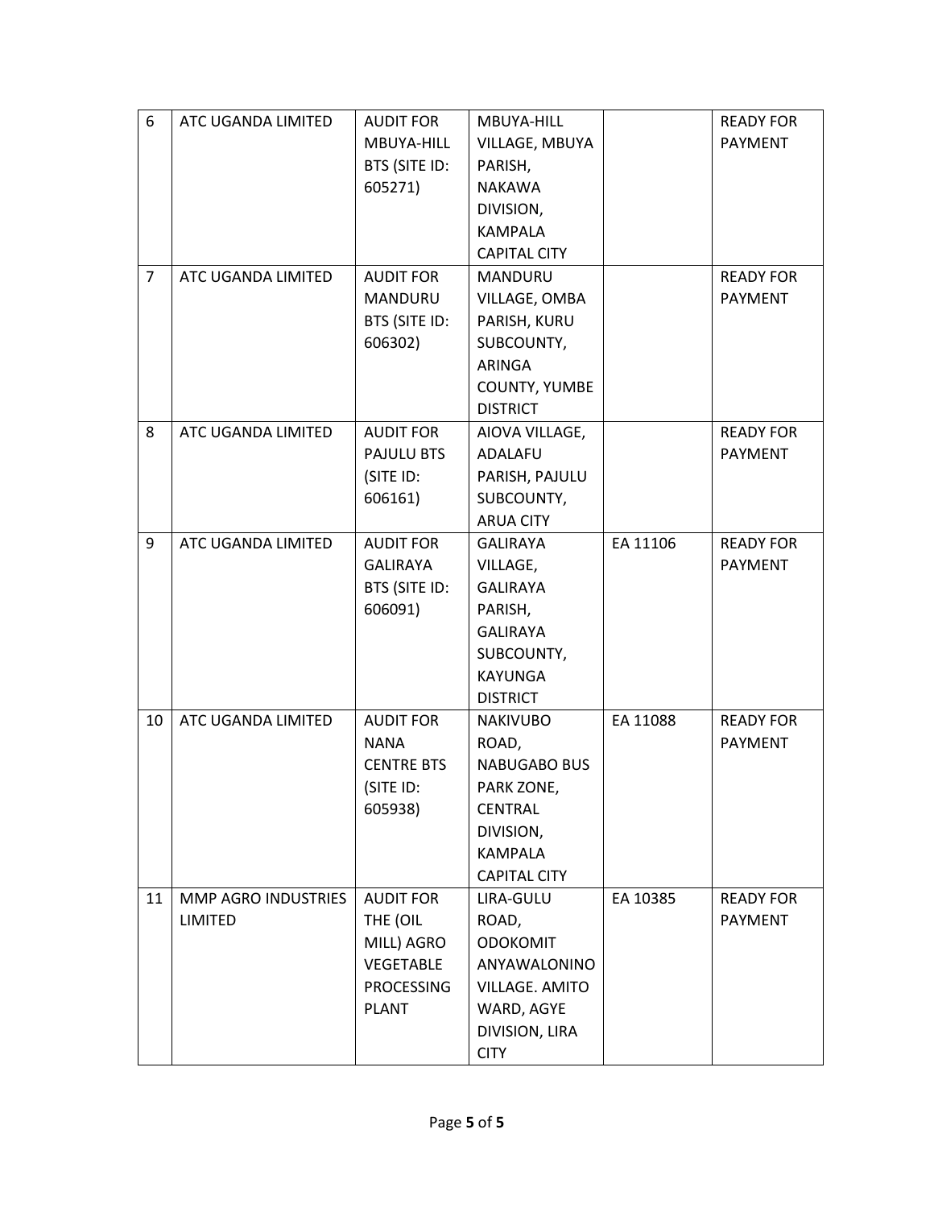| | | | | | |
|---|---|---|---|---|---|
| 6 | ATC UGANDA LIMITED | AUDIT FOR MBUYA-HILL BTS (SITE ID: 605271) | MBUYA-HILL VILLAGE, MBUYA PARISH, NAKAWA DIVISION, KAMPALA CAPITAL CITY | | READY FOR PAYMENT |
| 7 | ATC UGANDA LIMITED | AUDIT FOR MANDURU BTS (SITE ID: 606302) | MANDURU VILLAGE, OMBA PARISH, KURU SUBCOUNTY, ARINGA COUNTY, YUMBE DISTRICT | | READY FOR PAYMENT |
| 8 | ATC UGANDA LIMITED | AUDIT FOR PAJULU BTS (SITE ID: 606161) | AIOVA VILLAGE, ADALAFU PARISH, PAJULU SUBCOUNTY, ARUA CITY | | READY FOR PAYMENT |
| 9 | ATC UGANDA LIMITED | AUDIT FOR GALIRAYA BTS (SITE ID: 606091) | GALIRAYA VILLAGE, GALIRAYA PARISH, GALIRAYA SUBCOUNTY, KAYUNGA DISTRICT | EA 11106 | READY FOR PAYMENT |
| 10 | ATC UGANDA LIMITED | AUDIT FOR NANA CENTRE BTS (SITE ID: 605938) | NAKIVUBO ROAD, NABUGABO BUS PARK ZONE, CENTRAL DIVISION, KAMPALA CAPITAL CITY | EA 11088 | READY FOR PAYMENT |
| 11 | MMP AGRO INDUSTRIES LIMITED | AUDIT FOR THE (OIL MILL) AGRO VEGETABLE PROCESSING PLANT | LIRA-GULU ROAD, ODOKOMIT ANYAWALONINO VILLAGE. AMITO WARD, AGYE DIVISION, LIRA CITY | EA 10385 | READY FOR PAYMENT |